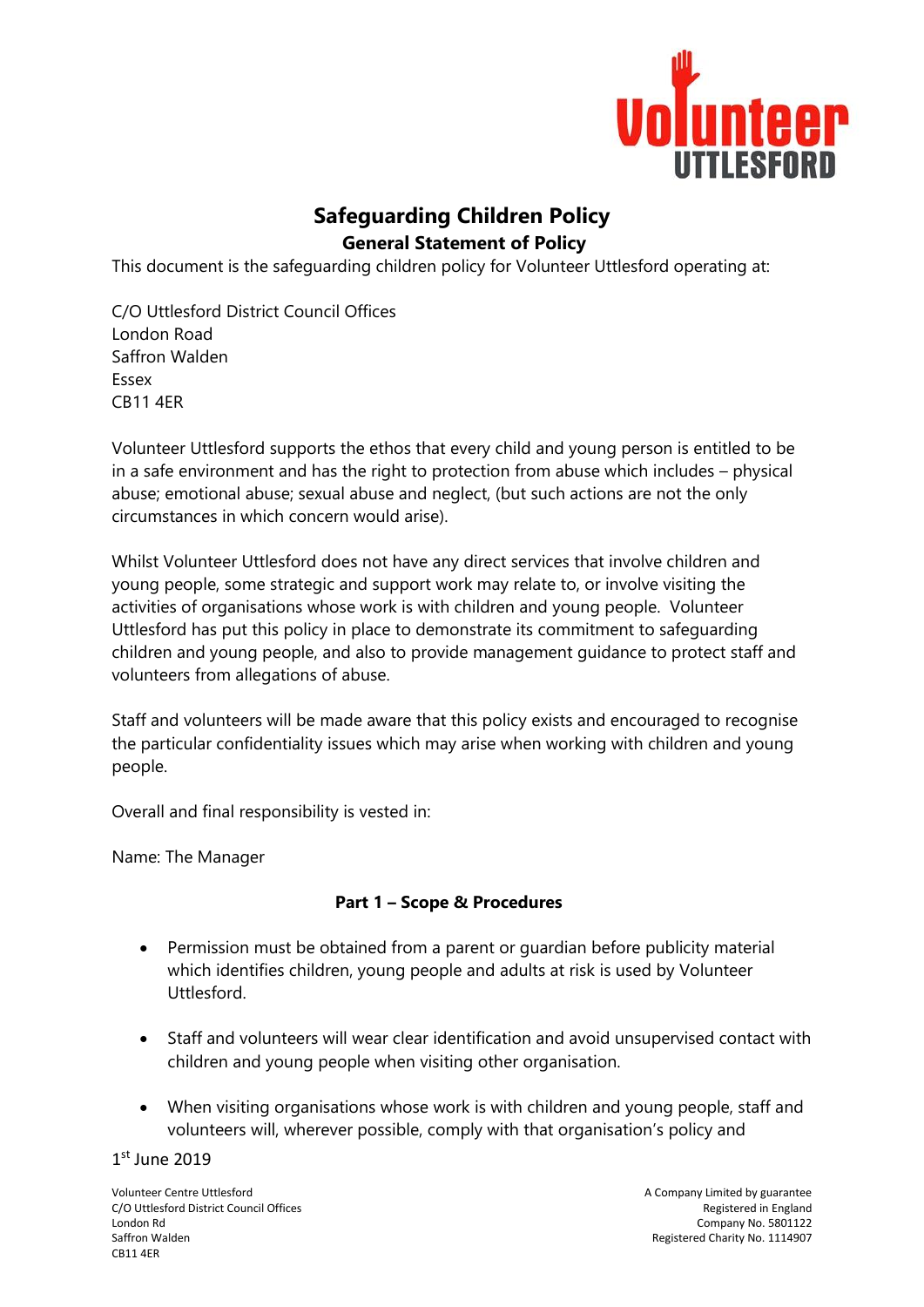# Safeguarding Children Policy

## General Statement of Policy

This document is the safeguarding children policy for Volunteer Uttlesford operating at:

C/O Uttlesford District Council Offices
London Road
Saffron Walden
Essex
CB11 4ER

Volunteer Uttlesford supports the ethos that every child and young person is entitled to be in a safe environment and has the right to protection from abuse which includes – physical abuse; emotional abuse; sexual abuse and neglect, (but such actions are not the only circumstances in which concern would arise).

Whilst Volunteer Uttlesford does not have any direct services that involve children and young people, some strategic and support work may relate to, or involve visiting the activities of organisations whose work is with children and young people. Volunteer Uttlesford has put this policy in place to demonstrate its commitment to safeguarding children and young people, and also to provide management guidance to protect staff and volunteers from allegations of abuse.

Staff and volunteers will be made aware that this policy exists and encouraged to recognise the particular confidentiality issues which may arise when working with children and young people.

Overall and final responsibility is vested in:

Name: The Manager

### Part 1 – Scope & Procedures

- Permission must be obtained from a parent or guardian before publicity material which identifies children, young people and adults at risk is used by Volunteer Uttlesford.

- Staff and volunteers will wear clear identification and avoid unsupervised contact with children and young people when visiting other organisation.

- When visiting organisations whose work is with children and young people, staff and volunteers will, wherever possible, comply with that organisation's policy and

1st June 2019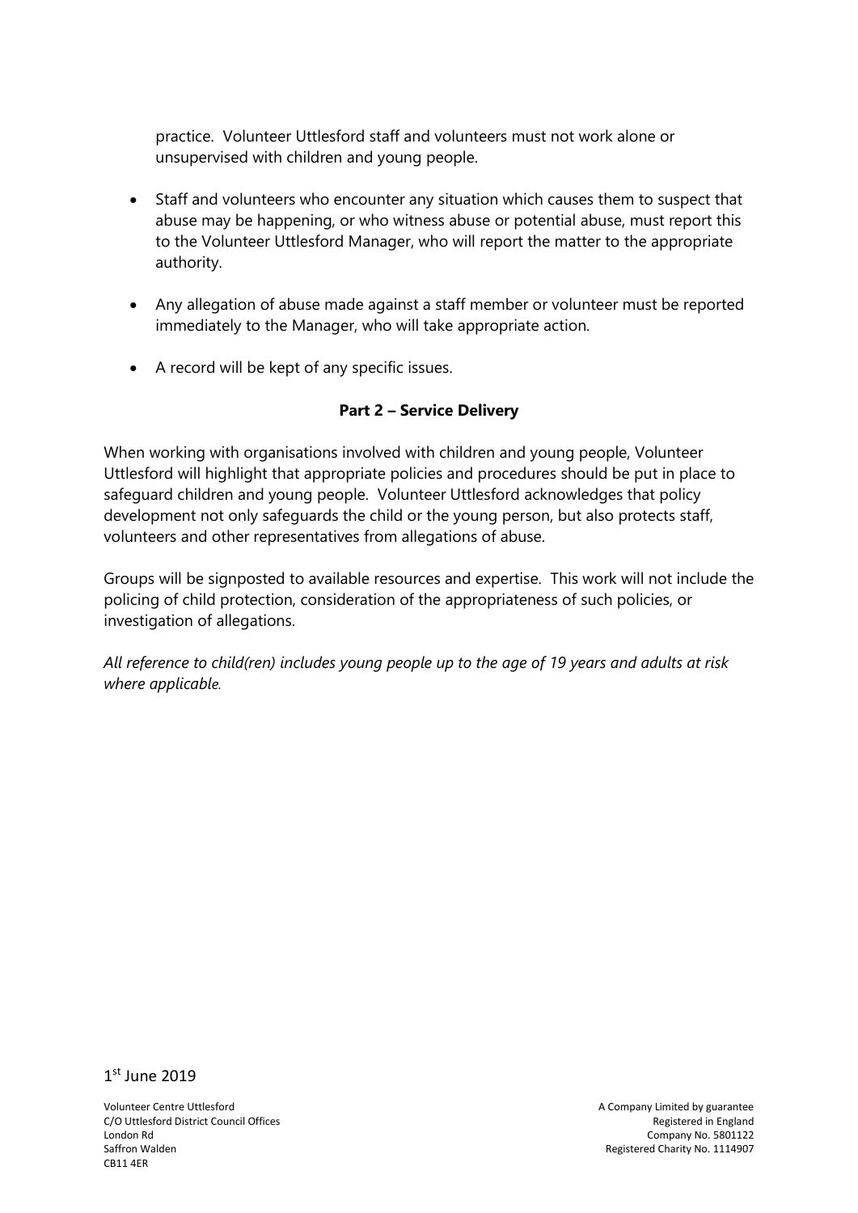practice. Volunteer Uttlesford staff and volunteers must not work alone or unsupervised with children and young people.

- Staff and volunteers who encounter any situation which causes them to suspect that abuse may be happening, or who witness abuse or potential abuse, must report this to the Volunteer Uttlesford Manager, who will report the matter to the appropriate authority.

- Any allegation of abuse made against a staff member or volunteer must be reported immediately to the Manager, who will take appropriate action.

- A record will be kept of any specific issues.

**Part 2 – Service Delivery**

When working with organisations involved with children and young people, Volunteer Uttlesford will highlight that appropriate policies and procedures should be put in place to safeguard children and young people. Volunteer Uttlesford acknowledges that policy development not only safeguards the child or the young person, but also protects staff, volunteers and other representatives from allegations of abuse.

Groups will be signposted to available resources and expertise. This work will not include the policing of child protection, consideration of the appropriateness of such policies, or investigation of allegations.

*All reference to child(ren) includes young people up to the age of 19 years and adults at risk where applicable.*

1st June 2019

Volunteer Centre Uttlesford
C/O Uttlesford District Council Offices
London Rd
Saffron Walden
CB11 4ER

A Company Limited by guarantee
Registered in England
Company No. 5801122
Registered Charity No. 1114907